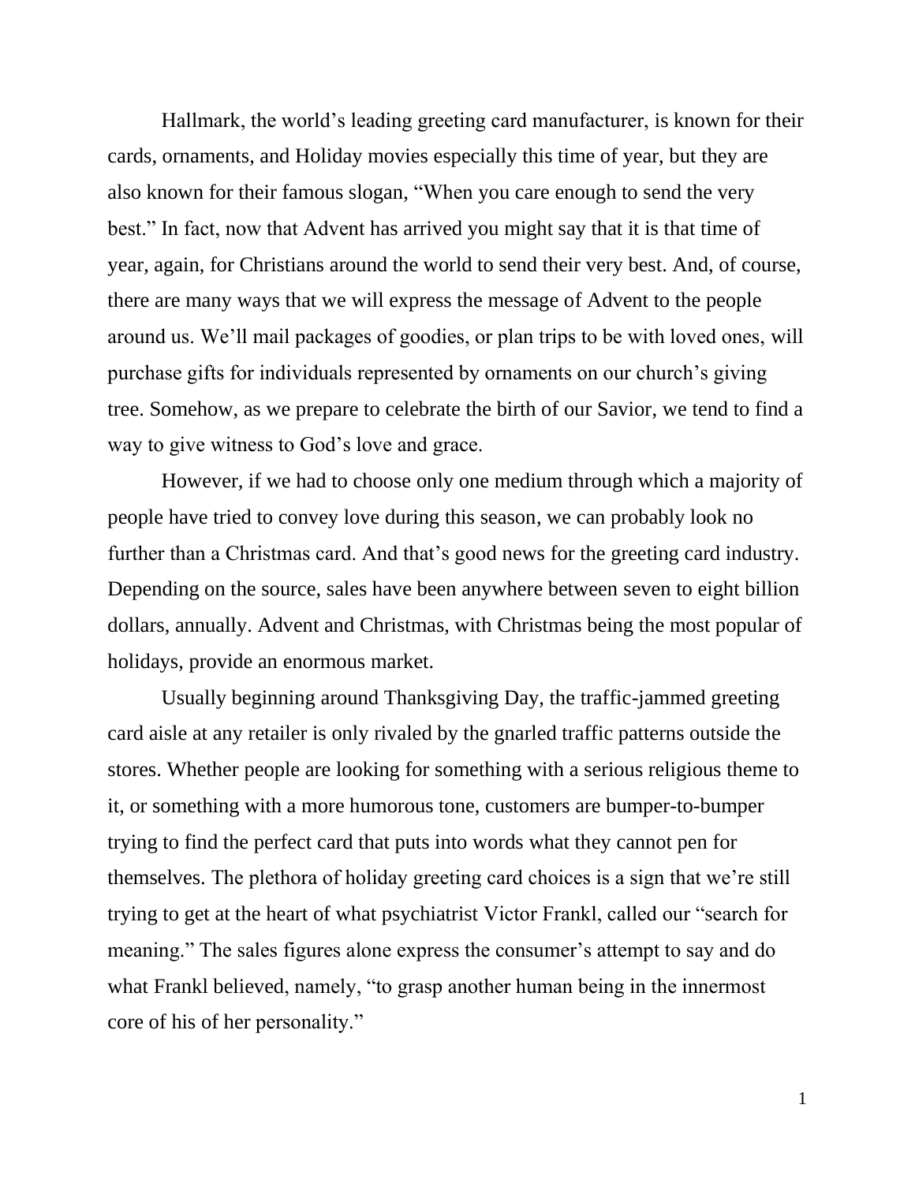Hallmark, the world's leading greeting card manufacturer, is known for their cards, ornaments, and Holiday movies especially this time of year, but they are also known for their famous slogan, "When you care enough to send the very best." In fact, now that Advent has arrived you might say that it is that time of year, again, for Christians around the world to send their very best. And, of course, there are many ways that we will express the message of Advent to the people around us. We'll mail packages of goodies, or plan trips to be with loved ones, will purchase gifts for individuals represented by ornaments on our church's giving tree. Somehow, as we prepare to celebrate the birth of our Savior, we tend to find a way to give witness to God's love and grace.

However, if we had to choose only one medium through which a majority of people have tried to convey love during this season, we can probably look no further than a Christmas card. And that's good news for the greeting card industry. Depending on the source, sales have been anywhere between seven to eight billion dollars, annually. Advent and Christmas, with Christmas being the most popular of holidays, provide an enormous market.

Usually beginning around Thanksgiving Day, the traffic-jammed greeting card aisle at any retailer is only rivaled by the gnarled traffic patterns outside the stores. Whether people are looking for something with a serious religious theme to it, or something with a more humorous tone, customers are bumper-to-bumper trying to find the perfect card that puts into words what they cannot pen for themselves. The plethora of holiday greeting card choices is a sign that we're still trying to get at the heart of what psychiatrist Victor Frankl, called our "search for meaning." The sales figures alone express the consumer's attempt to say and do what Frankl believed, namely, "to grasp another human being in the innermost core of his of her personality."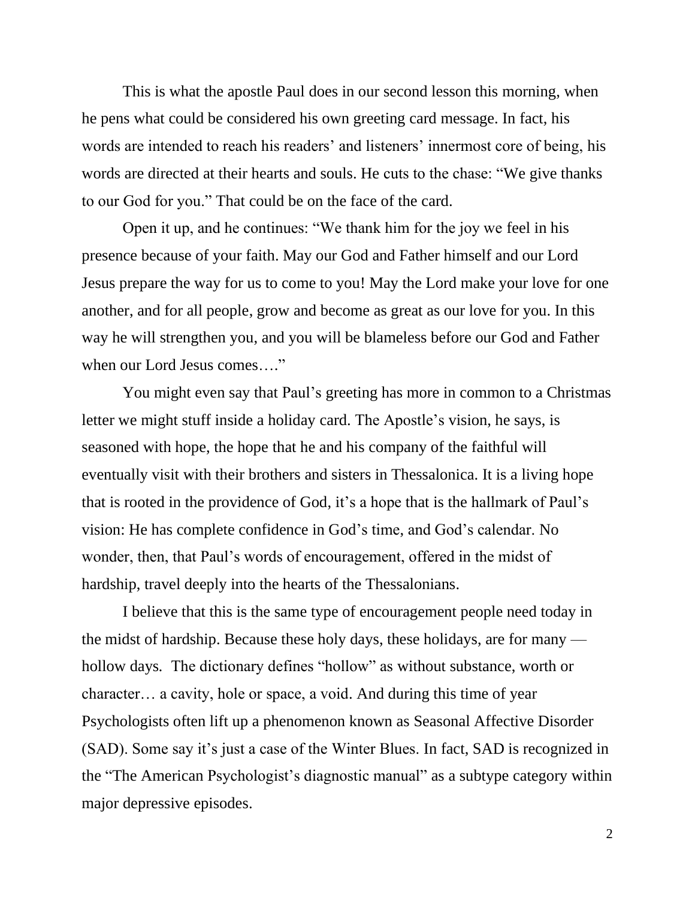This is what the apostle Paul does in our second lesson this morning, when he pens what could be considered his own greeting card message. In fact, his words are intended to reach his readers' and listeners' innermost core of being, his words are directed at their hearts and souls. He cuts to the chase: "We give thanks to our God for you." That could be on the face of the card.

Open it up, and he continues: "We thank him for the joy we feel in his presence because of your faith. May our God and Father himself and our Lord Jesus prepare the way for us to come to you! May the Lord make your love for one another, and for all people, grow and become as great as our love for you. In this way he will strengthen you, and you will be blameless before our God and Father when our Lord Jesus comes…."

You might even say that Paul's greeting has more in common to a Christmas letter we might stuff inside a holiday card. The Apostle's vision, he says, is seasoned with hope, the hope that he and his company of the faithful will eventually visit with their brothers and sisters in Thessalonica. It is a living hope that is rooted in the providence of God, it's a hope that is the hallmark of Paul's vision: He has complete confidence in God's time, and God's calendar. No wonder, then, that Paul's words of encouragement, offered in the midst of hardship, travel deeply into the hearts of the Thessalonians.

I believe that this is the same type of encouragement people need today in the midst of hardship. Because these holy days, these holidays, are for many — hollow days. The dictionary defines "hollow" as without substance, worth or character… a cavity, hole or space, a void. And during this time of year Psychologists often lift up a phenomenon known as Seasonal Affective Disorder (SAD). Some say it's just a case of the Winter Blues. In fact, SAD is recognized in the "The American Psychologist's diagnostic manual" as a subtype category within major depressive episodes.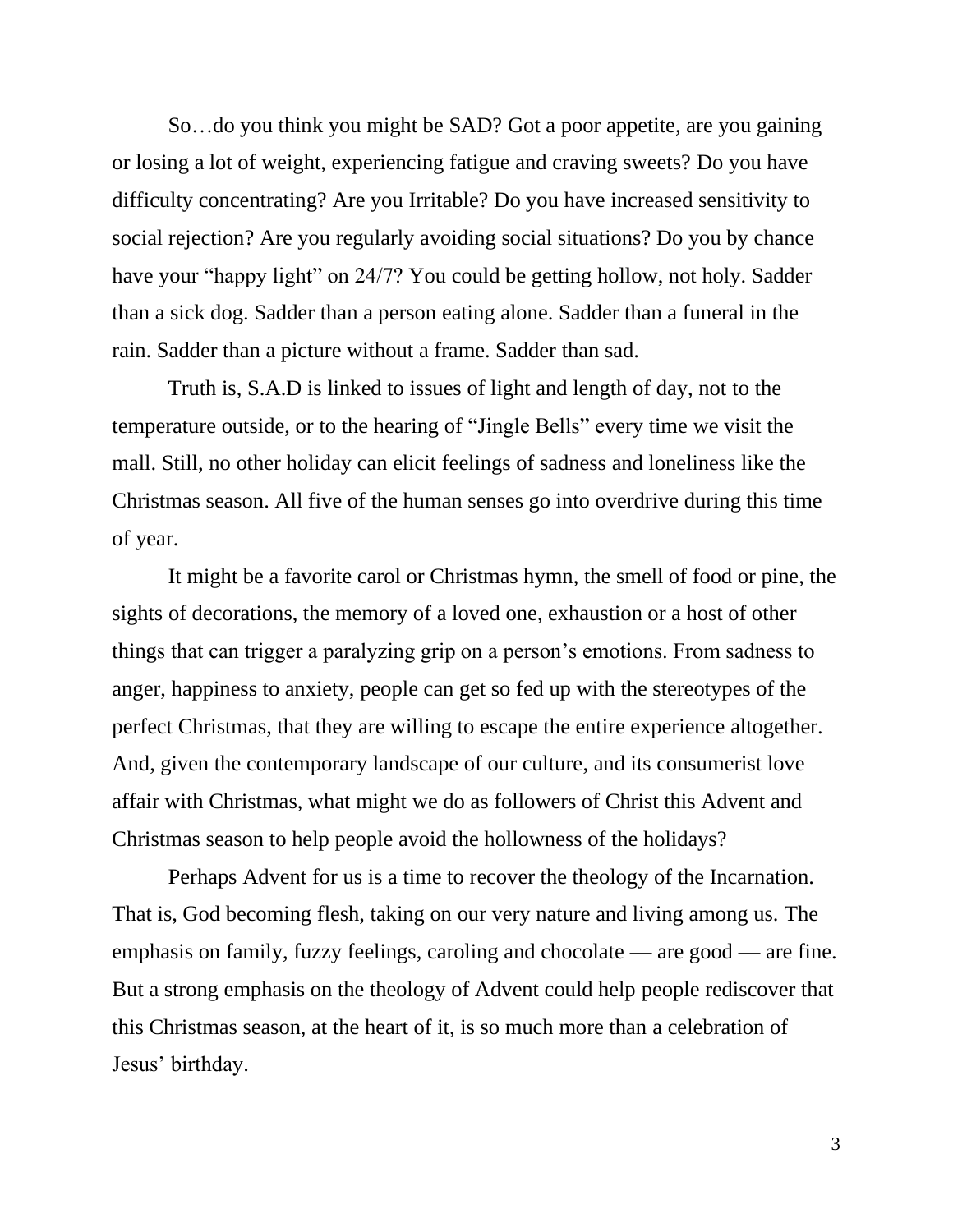So…do you think you might be SAD? Got a poor appetite, are you gaining or losing a lot of weight, experiencing fatigue and craving sweets? Do you have difficulty concentrating? Are you Irritable? Do you have increased sensitivity to social rejection? Are you regularly avoiding social situations? Do you by chance have your "happy light" on 24/7? You could be getting hollow, not holy. Sadder than a sick dog. Sadder than a person eating alone. Sadder than a funeral in the rain. Sadder than a picture without a frame. Sadder than sad.

Truth is, S.A.D is linked to issues of light and length of day, not to the temperature outside, or to the hearing of "Jingle Bells" every time we visit the mall. Still, no other holiday can elicit feelings of sadness and loneliness like the Christmas season. All five of the human senses go into overdrive during this time of year.

It might be a favorite carol or Christmas hymn, the smell of food or pine, the sights of decorations, the memory of a loved one, exhaustion or a host of other things that can trigger a paralyzing grip on a person's emotions. From sadness to anger, happiness to anxiety, people can get so fed up with the stereotypes of the perfect Christmas, that they are willing to escape the entire experience altogether. And, given the contemporary landscape of our culture, and its consumerist love affair with Christmas, what might we do as followers of Christ this Advent and Christmas season to help people avoid the hollowness of the holidays?

Perhaps Advent for us is a time to recover the theology of the Incarnation. That is, God becoming flesh, taking on our very nature and living among us. The emphasis on family, fuzzy feelings, caroling and chocolate — are good — are fine. But a strong emphasis on the theology of Advent could help people rediscover that this Christmas season, at the heart of it, is so much more than a celebration of Jesus' birthday.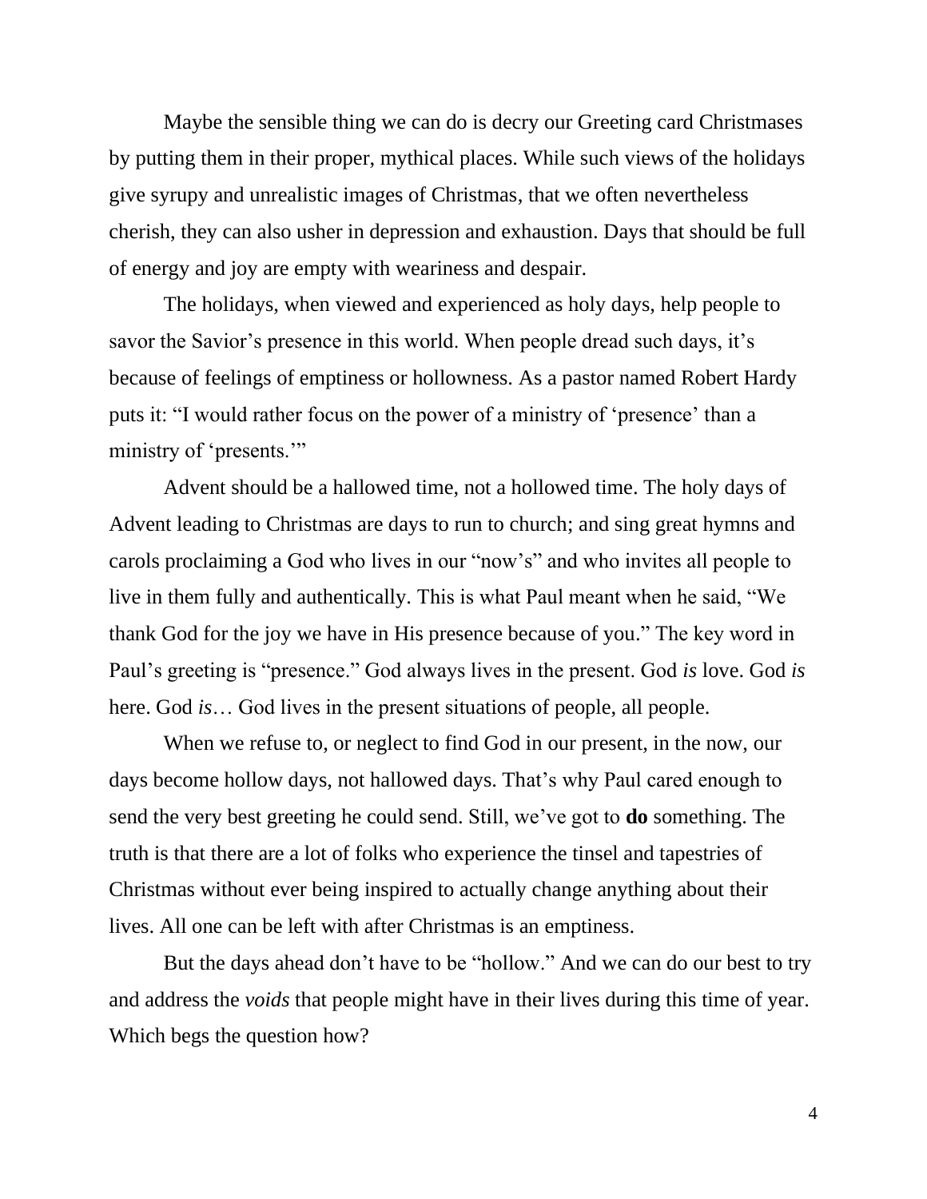Maybe the sensible thing we can do is decry our Greeting card Christmases by putting them in their proper, mythical places. While such views of the holidays give syrupy and unrealistic images of Christmas, that we often nevertheless cherish, they can also usher in depression and exhaustion. Days that should be full of energy and joy are empty with weariness and despair.

The holidays, when viewed and experienced as holy days, help people to savor the Savior's presence in this world. When people dread such days, it's because of feelings of emptiness or hollowness. As a pastor named Robert Hardy puts it: "I would rather focus on the power of a ministry of 'presence' than a ministry of 'presents.'"

Advent should be a hallowed time, not a hollowed time. The holy days of Advent leading to Christmas are days to run to church; and sing great hymns and carols proclaiming a God who lives in our "now's" and who invites all people to live in them fully and authentically. This is what Paul meant when he said, "We thank God for the joy we have in His presence because of you." The key word in Paul's greeting is "presence." God always lives in the present. God *is* love. God *is* here. God *is*… God lives in the present situations of people, all people.

When we refuse to, or neglect to find God in our present, in the now, our days become hollow days, not hallowed days. That's why Paul cared enough to send the very best greeting he could send. Still, we've got to **do** something. The truth is that there are a lot of folks who experience the tinsel and tapestries of Christmas without ever being inspired to actually change anything about their lives. All one can be left with after Christmas is an emptiness.

But the days ahead don't have to be "hollow." And we can do our best to try and address the *voids* that people might have in their lives during this time of year. Which begs the question how?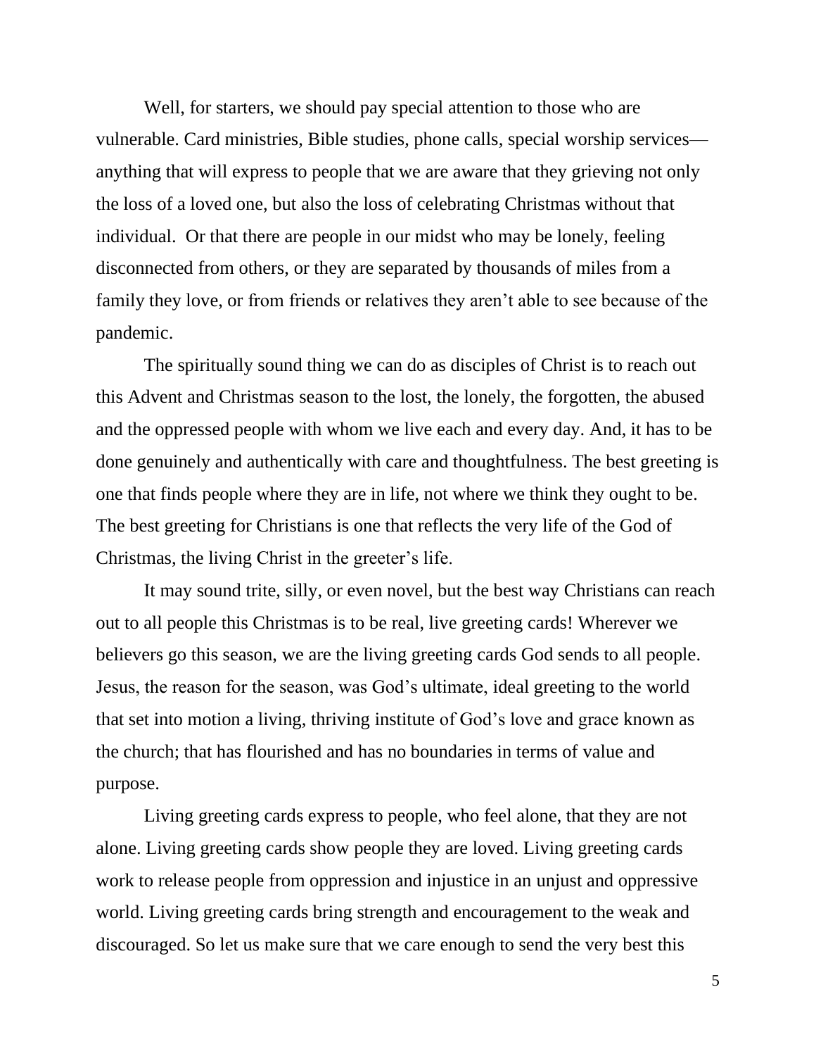Well, for starters, we should pay special attention to those who are vulnerable. Card ministries, Bible studies, phone calls, special worship services—anything that will express to people that we are aware that they grieving not only the loss of a loved one, but also the loss of celebrating Christmas without that individual. Or that there are people in our midst who may be lonely, feeling disconnected from others, or they are separated by thousands of miles from a family they love, or from friends or relatives they aren't able to see because of the pandemic.

The spiritually sound thing we can do as disciples of Christ is to reach out this Advent and Christmas season to the lost, the lonely, the forgotten, the abused and the oppressed people with whom we live each and every day. And, it has to be done genuinely and authentically with care and thoughtfulness. The best greeting is one that finds people where they are in life, not where we think they ought to be. The best greeting for Christians is one that reflects the very life of the God of Christmas, the living Christ in the greeter's life.

It may sound trite, silly, or even novel, but the best way Christians can reach out to all people this Christmas is to be real, live greeting cards! Wherever we believers go this season, we are the living greeting cards God sends to all people. Jesus, the reason for the season, was God's ultimate, ideal greeting to the world that set into motion a living, thriving institute of God's love and grace known as the church; that has flourished and has no boundaries in terms of value and purpose.

Living greeting cards express to people, who feel alone, that they are not alone. Living greeting cards show people they are loved. Living greeting cards work to release people from oppression and injustice in an unjust and oppressive world. Living greeting cards bring strength and encouragement to the weak and discouraged. So let us make sure that we care enough to send the very best this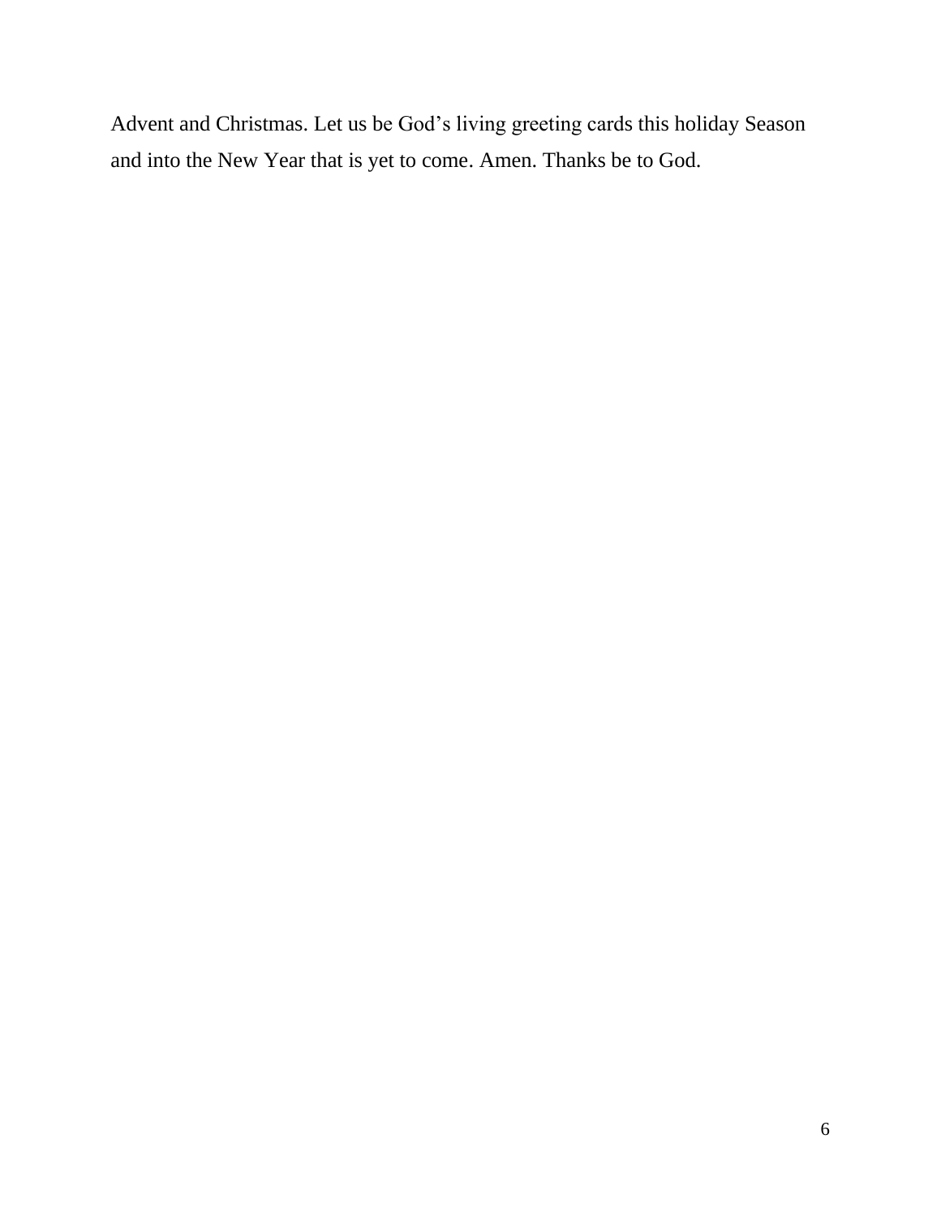Advent and Christmas. Let us be God's living greeting cards this holiday Season and into the New Year that is yet to come. Amen. Thanks be to God.